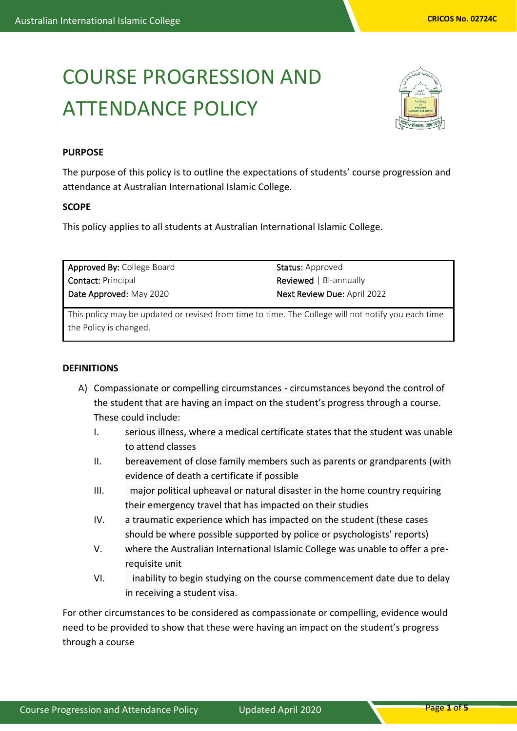# COURSE PROGRESSION AND ATTENDANCE POLICY

**PURPOSE**

The purpose of this policy is to outline the expectations of students' course progression and attendance at Australian International Islamic College.

**SCOPE**

This policy applies to all students at Australian International Islamic College.

| | |
|---|---|
| **Approved By:** College Board | **Status:** Approved |
| **Contact:** Principal | **Reviewed** \| Bi-annually |
| **Date Approved:** May 2020 | **Next Review Due:** April 2022 |
| This policy may be updated or revised from time to time. The College will not notify you each time the Policy is changed. | |

**DEFINITIONS**

A) Compassionate or compelling circumstances - circumstances beyond the control of the student that are having an impact on the student's progress through a course. These could include:

   I. serious illness, where a medical certificate states that the student was unable to attend classes

   II. bereavement of close family members such as parents or grandparents (with evidence of death a certificate if possible

   III. major political upheaval or natural disaster in the home country requiring their emergency travel that has impacted on their studies

   IV. a traumatic experience which has impacted on the student (these cases should be where possible supported by police or psychologists' reports)

   V. where the Australian International Islamic College was unable to offer a pre-requisite unit

   VI. inability to begin studying on the course commencement date due to delay in receiving a student visa.

For other circumstances to be considered as compassionate or compelling, evidence would need to be provided to show that these were having an impact on the student's progress through a course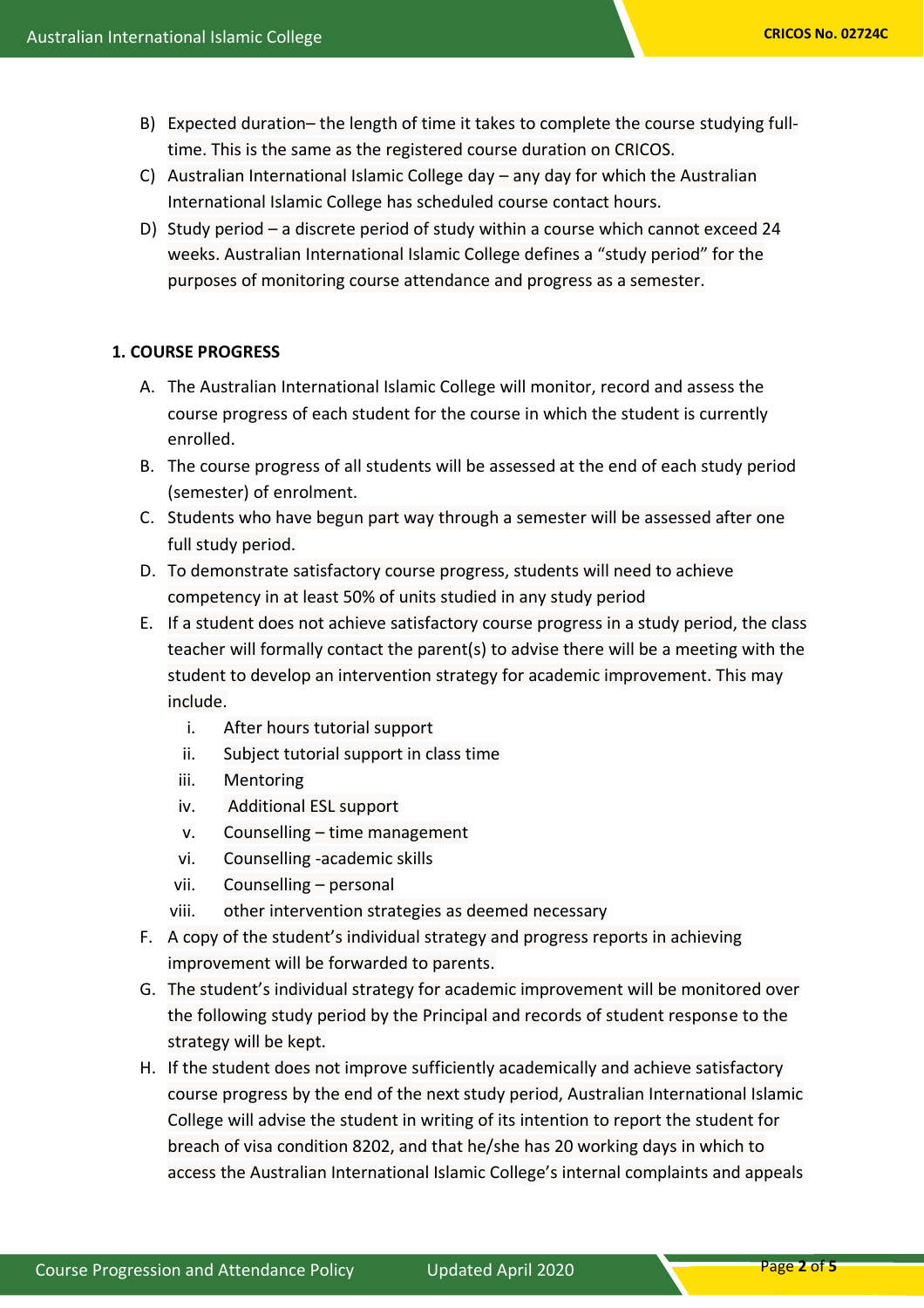B) Expected duration– the length of time it takes to complete the course studying full-time. This is the same as the registered course duration on CRICOS.

C) Australian International Islamic College day – any day for which the Australian International Islamic College has scheduled course contact hours.

D) Study period – a discrete period of study within a course which cannot exceed 24 weeks. Australian International Islamic College defines a "study period" for the purposes of monitoring course attendance and progress as a semester.

## 1. COURSE PROGRESS

A. The Australian International Islamic College will monitor, record and assess the course progress of each student for the course in which the student is currently enrolled.

B. The course progress of all students will be assessed at the end of each study period (semester) of enrolment.

C. Students who have begun part way through a semester will be assessed after one full study period.

D. To demonstrate satisfactory course progress, students will need to achieve competency in at least 50% of units studied in any study period

E. If a student does not achieve satisfactory course progress in a study period, the class teacher will formally contact the parent(s) to advise there will be a meeting with the student to develop an intervention strategy for academic improvement. This may include.

   i. After hours tutorial support
   ii. Subject tutorial support in class time
   iii. Mentoring
   iv. Additional ESL support
   v. Counselling – time management
   vi. Counselling -academic skills
   vii. Counselling – personal
   viii. other intervention strategies as deemed necessary

F. A copy of the student's individual strategy and progress reports in achieving improvement will be forwarded to parents.

G. The student's individual strategy for academic improvement will be monitored over the following study period by the Principal and records of student response to the strategy will be kept.

H. If the student does not improve sufficiently academically and achieve satisfactory course progress by the end of the next study period, Australian International Islamic College will advise the student in writing of its intention to report the student for breach of visa condition 8202, and that he/she has 20 working days in which to access the Australian International Islamic College's internal complaints and appeals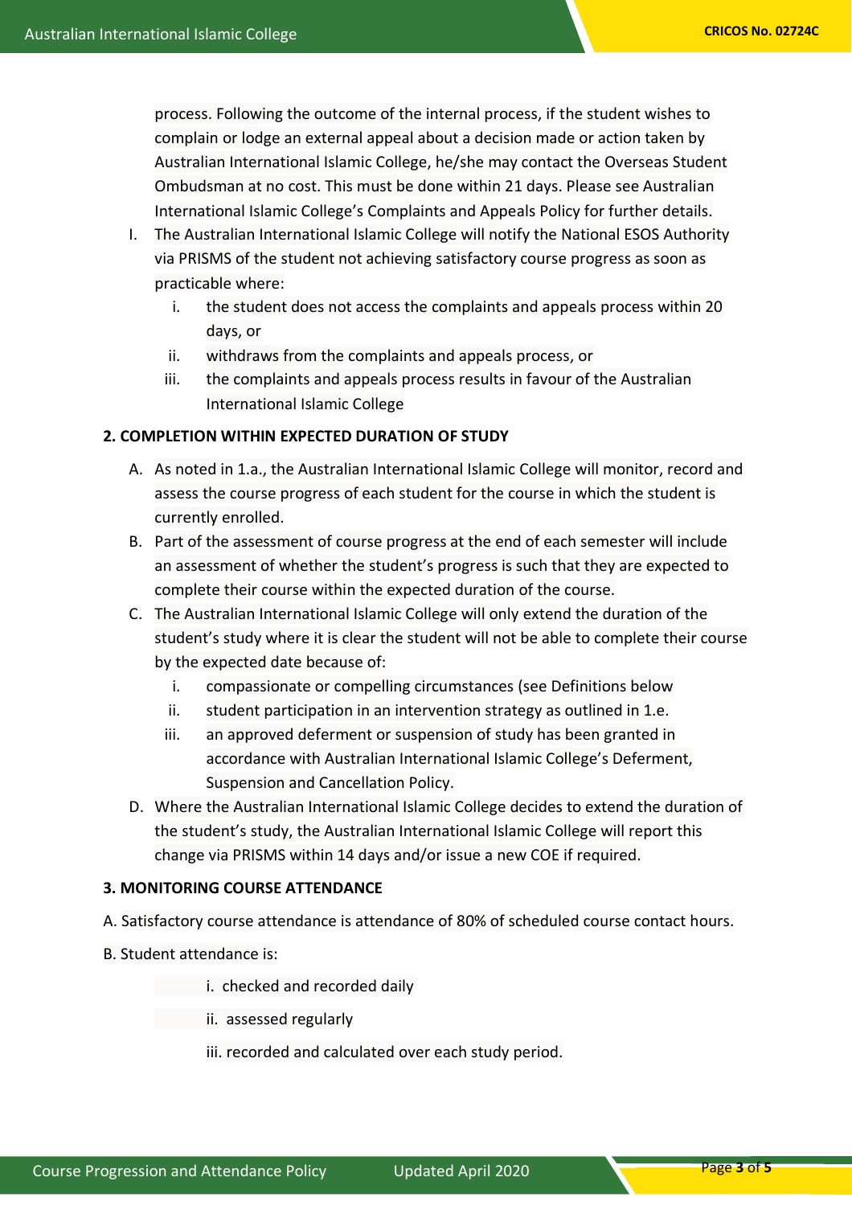process. Following the outcome of the internal process, if the student wishes to complain or lodge an external appeal about a decision made or action taken by Australian International Islamic College, he/she may contact the Overseas Student Ombudsman at no cost. This must be done within 21 days. Please see Australian International Islamic College's Complaints and Appeals Policy for further details.

I. The Australian International Islamic College will notify the National ESOS Authority via PRISMS of the student not achieving satisfactory course progress as soon as practicable where:
   i. the student does not access the complaints and appeals process within 20 days, or
   ii. withdraws from the complaints and appeals process, or
   iii. the complaints and appeals process results in favour of the Australian International Islamic College

**2. COMPLETION WITHIN EXPECTED DURATION OF STUDY**

A. As noted in 1.a., the Australian International Islamic College will monitor, record and assess the course progress of each student for the course in which the student is currently enrolled.

B. Part of the assessment of course progress at the end of each semester will include an assessment of whether the student's progress is such that they are expected to complete their course within the expected duration of the course.

C. The Australian International Islamic College will only extend the duration of the student's study where it is clear the student will not be able to complete their course by the expected date because of:
   i. compassionate or compelling circumstances (see Definitions below
   ii. student participation in an intervention strategy as outlined in 1.e.
   iii. an approved deferment or suspension of study has been granted in accordance with Australian International Islamic College's Deferment, Suspension and Cancellation Policy.

D. Where the Australian International Islamic College decides to extend the duration of the student's study, the Australian International Islamic College will report this change via PRISMS within 14 days and/or issue a new COE if required.

**3. MONITORING COURSE ATTENDANCE**

A. Satisfactory course attendance is attendance of 80% of scheduled course contact hours.

B. Student attendance is:

   i. checked and recorded daily

   ii. assessed regularly

   iii. recorded and calculated over each study period.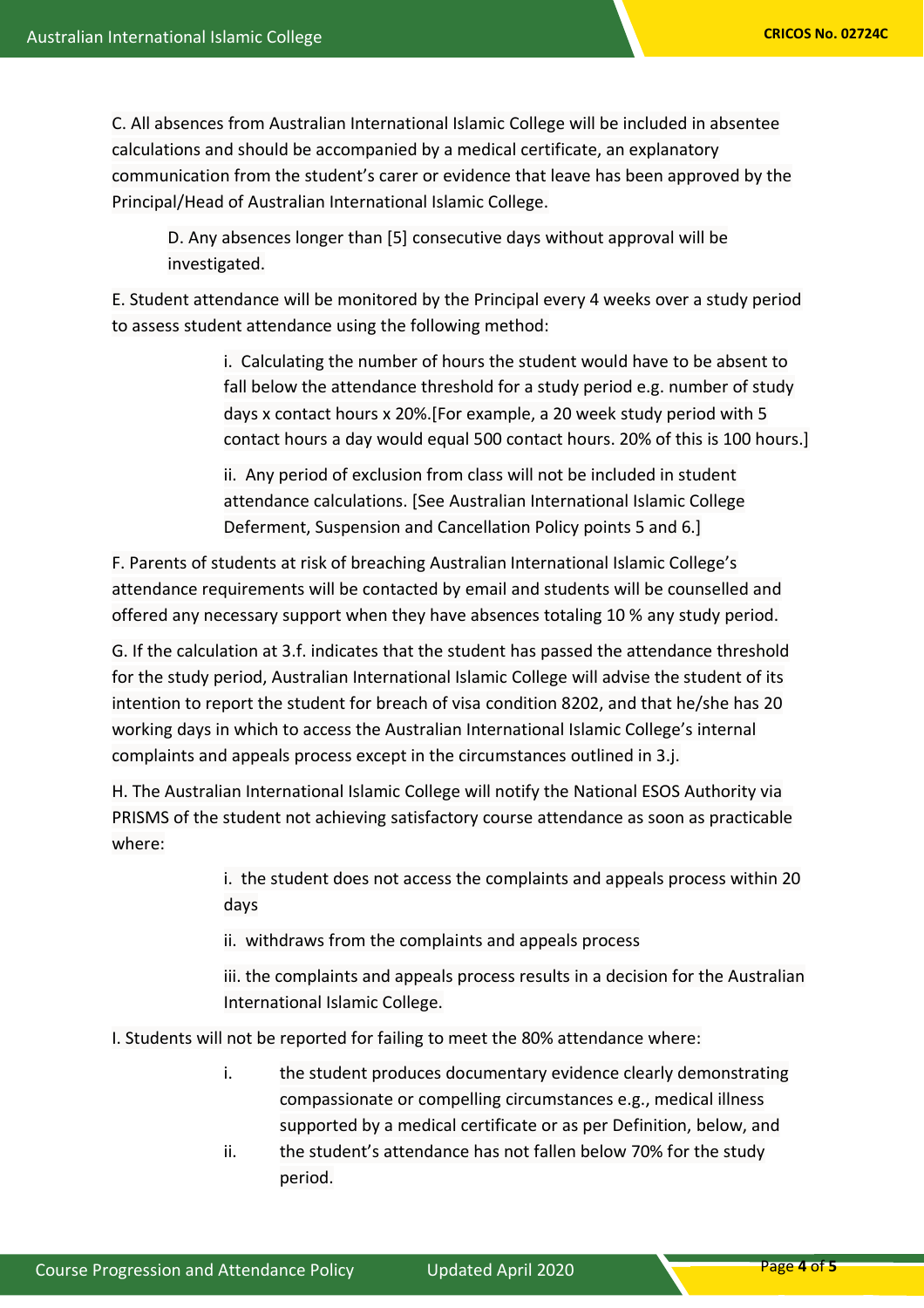C. All absences from Australian International Islamic College will be included in absentee calculations and should be accompanied by a medical certificate, an explanatory communication from the student's carer or evidence that leave has been approved by the Principal/Head of Australian International Islamic College.

D. Any absences longer than [5] consecutive days without approval will be investigated.

E. Student attendance will be monitored by the Principal every 4 weeks over a study period to assess student attendance using the following method:

i. Calculating the number of hours the student would have to be absent to fall below the attendance threshold for a study period e.g. number of study days x contact hours x 20%.[For example, a 20 week study period with 5 contact hours a day would equal 500 contact hours. 20% of this is 100 hours.]

ii. Any period of exclusion from class will not be included in student attendance calculations. [See Australian International Islamic College Deferment, Suspension and Cancellation Policy points 5 and 6.]

F. Parents of students at risk of breaching Australian International Islamic College's attendance requirements will be contacted by email and students will be counselled and offered any necessary support when they have absences totaling 10 % any study period.

G. If the calculation at 3.f. indicates that the student has passed the attendance threshold for the study period, Australian International Islamic College will advise the student of its intention to report the student for breach of visa condition 8202, and that he/she has 20 working days in which to access the Australian International Islamic College's internal complaints and appeals process except in the circumstances outlined in 3.j.

H. The Australian International Islamic College will notify the National ESOS Authority via PRISMS of the student not achieving satisfactory course attendance as soon as practicable where:

i. the student does not access the complaints and appeals process within 20 days

ii. withdraws from the complaints and appeals process

iii. the complaints and appeals process results in a decision for the Australian International Islamic College.

I. Students will not be reported for failing to meet the 80% attendance where:

i. the student produces documentary evidence clearly demonstrating compassionate or compelling circumstances e.g., medical illness supported by a medical certificate or as per Definition, below, and

ii. the student's attendance has not fallen below 70% for the study period.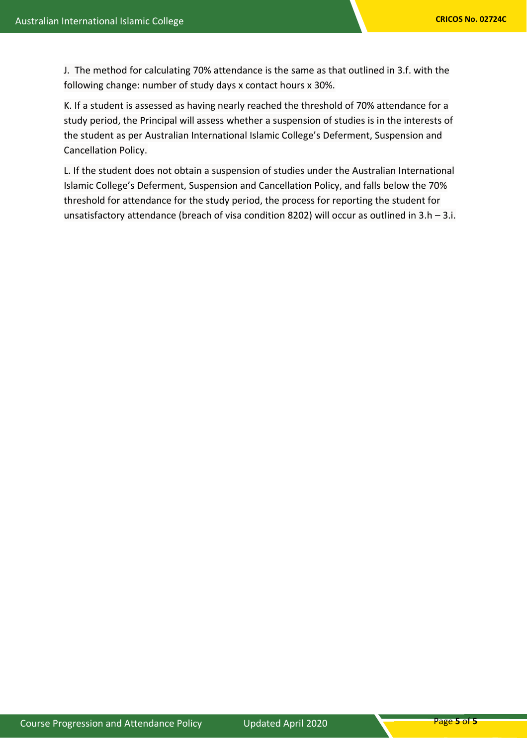J. The method for calculating 70% attendance is the same as that outlined in 3.f. with the following change: number of study days x contact hours x 30%.

K. If a student is assessed as having nearly reached the threshold of 70% attendance for a study period, the Principal will assess whether a suspension of studies is in the interests of the student as per Australian International Islamic College's Deferment, Suspension and Cancellation Policy.

L. If the student does not obtain a suspension of studies under the Australian International Islamic College's Deferment, Suspension and Cancellation Policy, and falls below the 70% threshold for attendance for the study period, the process for reporting the student for unsatisfactory attendance (breach of visa condition 8202) will occur as outlined in 3.h – 3.i.